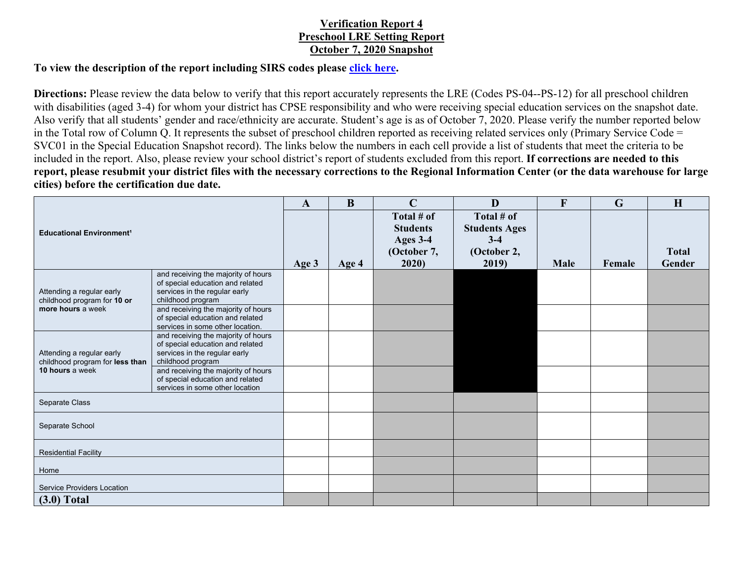# Verification Report 4
## Preschool LRE Setting Report
## October 7, 2020 Snapshot

**To view the description of the report including SIRS codes please click here.**

**Directions:** Please review the data below to verify that this report accurately represents the LRE (Codes PS-04--PS-12) for all preschool children with disabilities (aged 3-4) for whom your district has CPSE responsibility and who were receiving special education services on the snapshot date. Also verify that all students' gender and race/ethnicity are accurate. Student's age is as of October 7, 2020. Please verify the number reported below in the Total row of Column Q. It represents the subset of preschool children reported as receiving related services only (Primary Service Code = SVC01 in the Special Education Snapshot record). The links below the numbers in each cell provide a list of students that meet the criteria to be included in the report. Also, please review your school district's report of students excluded from this report. **If corrections are needed to this report, please resubmit your district files with the necessary corrections to the Regional Information Center (or the data warehouse for large cities) before the certification due date.**

| Educational Environment[1] | | A | B | C | D | F | G | H |
|---|---|---|---|---|---|---|---|---|
| | | Age 3 | Age 4 | Total # of Students Ages 3-4 (October 7, 2020) | Total # of Students Ages 3-4 (October 2, 2019) | Male | Female | Total Gender |
| Attending a regular early childhood program for **10 or more hours** a week | and receiving the majority of hours of special education and related services in the regular early childhood program | | | | | | | |
| | and receiving the majority of hours of special education and related services in some other location. | | | | | | | |
| Attending a regular early childhood program for **less than 10 hours** a week | and receiving the majority of hours of special education and related services in the regular early childhood program | | | | | | | |
| | and receiving the majority of hours of special education and related services in some other location | | | | | | | |
| Separate Class | | | | | | | | |
| Separate School | | | | | | | | |
| Residential Facility | | | | | | | | |
| Home | | | | | | | | |
| Service Providers Location | | | | | | | | |
| **(3.0) Total** | | | | | | | | |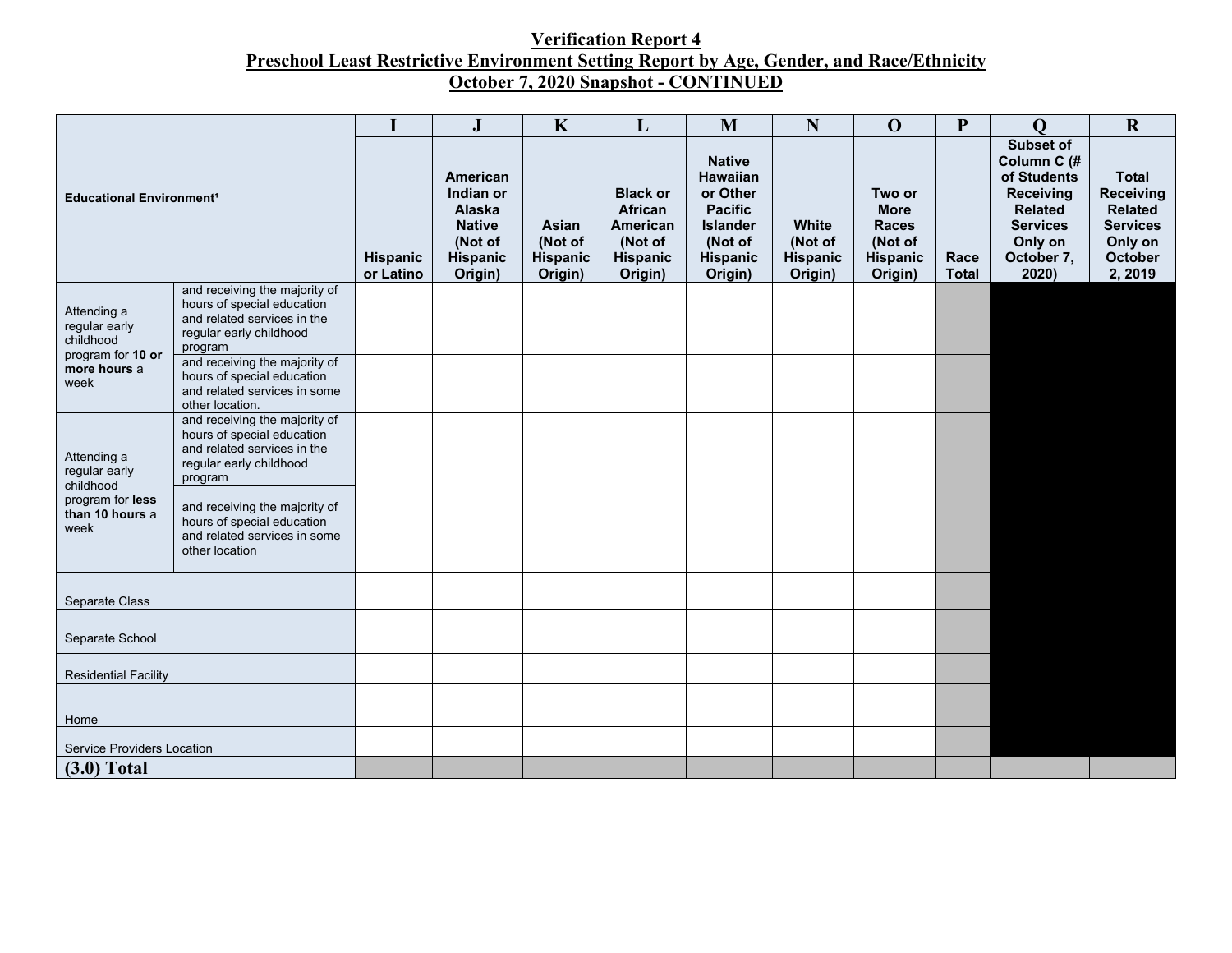# Verification Report 4
## Preschool Least Restrictive Environment Setting Report by Age, Gender, and Race/Ethnicity
## October 7, 2020 Snapshot - CONTINUED

| Educational Environment[1] | | I | J | K | L | M | N | O | P | Q | R |
|---|---|---|---|---|---|---|---|---|---|---|---|
| | | Hispanic or Latino | American Indian or Alaska Native (Not of Hispanic Origin) | Asian (Not of Hispanic Origin) | Black or African American (Not of Hispanic Origin) | Native Hawaiian or Other Pacific Islander (Not of Hispanic Origin) | White (Not of Hispanic Origin) | Two or More Races (Not of Hispanic Origin) | Race Total | Subset of Column C (# of Students Receiving Related Services Only on October 7, 2020) | Total Receiving Related Services Only on October 2, 2019 |
| Attending a regular early childhood program for **10 or more hours** a week | and receiving the majority of hours of special education and related services in the regular early childhood program | | | | | | | | | | |
| | and receiving the majority of hours of special education and related services in some other location. | | | | | | | | | | |
| Attending a regular early childhood program for **less than 10 hours** a week | and receiving the majority of hours of special education and related services in the regular early childhood program | | | | | | | | | | |
| | and receiving the majority of hours of special education and related services in some other location | | | | | | | | | | |
| Separate Class | | | | | | | | | | | |
| Separate School | | | | | | | | | | | |
| Residential Facility | | | | | | | | | | | |
| Home | | | | | | | | | | | |
| Service Providers Location | | | | | | | | | | | |
| **(3.0) Total** | | | | | | | | | | | |